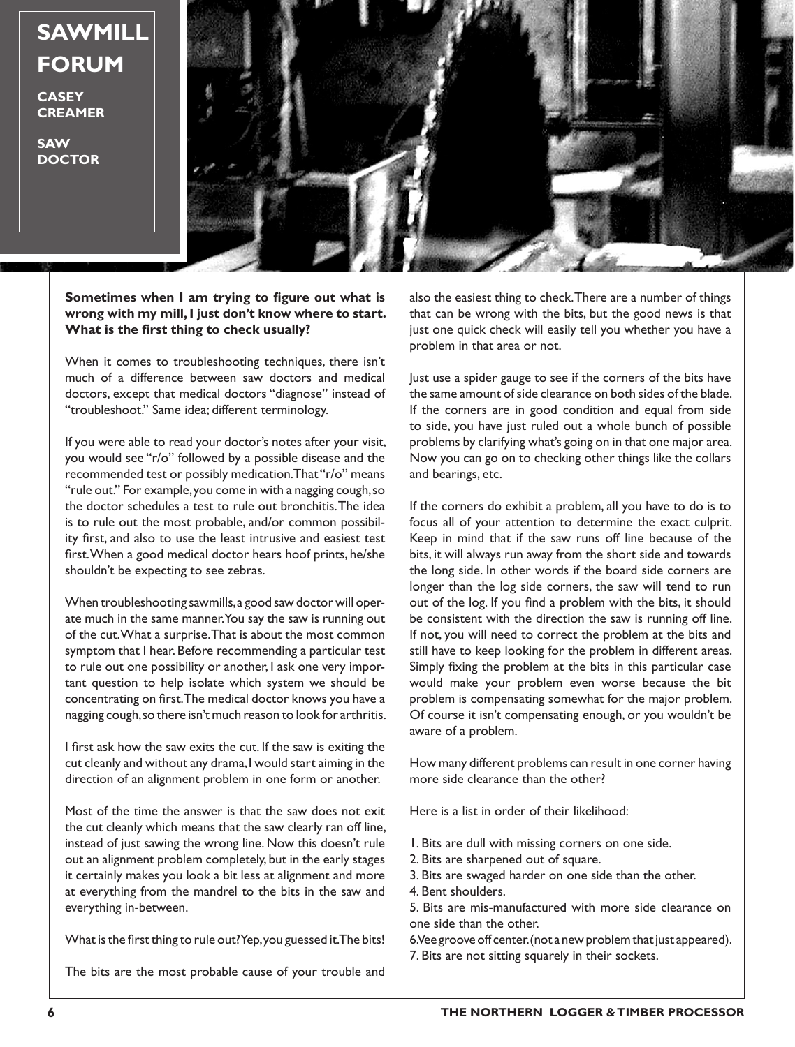# SAWMILL FORUM

**CASEY CREAMER**

**SAW DOCTOR**

**Sometimes when I am trying to figure out what is wrong with my mill, I just don't know where to start. What is the first thing to check usually?**

When it comes to troubleshooting techniques, there isn't much of a difference between saw doctors and medical doctors, except that medical doctors "diagnose" instead of "troubleshoot." Same idea; different terminology.

If you were able to read your doctor's notes after your visit, you would see "r/o" followed by a possible disease and the recommended test or possibly medication. That "r/o" means "rule out." For example, you come in with a nagging cough, so the doctor schedules a test to rule out bronchitis. The idea is to rule out the most probable, and/or common possibility first, and also to use the least intrusive and easiest test first. When a good medical doctor hears hoof prints, he/she shouldn't be expecting to see zebras.

When troubleshooting sawmills, a good saw doctor will operate much in the same manner. You say the saw is running out of the cut. What a surprise. That is about the most common symptom that I hear. Before recommending a particular test to rule out one possibility or another, I ask one very important question to help isolate which system we should be concentrating on first. The medical doctor knows you have a nagging cough, so there isn't much reason to look for arthritis.

I first ask how the saw exits the cut. If the saw is exiting the cut cleanly and without any drama, I would start aiming in the direction of an alignment problem in one form or another.

Most of the time the answer is that the saw does not exit the cut cleanly which means that the saw clearly ran off line, instead of just sawing the wrong line. Now this doesn't rule out an alignment problem completely, but in the early stages it certainly makes you look a bit less at alignment and more at everything from the mandrel to the bits in the saw and everything in-between.

What is the first thing to rule out? Yep, you guessed it. The bits!

The bits are the most probable cause of your trouble and also the easiest thing to check. There are a number of things that can be wrong with the bits, but the good news is that just one quick check will easily tell you whether you have a problem in that area or not.

Just use a spider gauge to see if the corners of the bits have the same amount of side clearance on both sides of the blade. If the corners are in good condition and equal from side to side, you have just ruled out a whole bunch of possible problems by clarifying what's going on in that one major area. Now you can go on to checking other things like the collars and bearings, etc.

If the corners do exhibit a problem, all you have to do is to focus all of your attention to determine the exact culprit. Keep in mind that if the saw runs off line because of the bits, it will always run away from the short side and towards the long side. In other words if the board side corners are longer than the log side corners, the saw will tend to run out of the log. If you find a problem with the bits, it should be consistent with the direction the saw is running off line. If not, you will need to correct the problem at the bits and still have to keep looking for the problem in different areas. Simply fixing the problem at the bits in this particular case would make your problem even worse because the bit problem is compensating somewhat for the major problem. Of course it isn't compensating enough, or you wouldn't be aware of a problem.

How many different problems can result in one corner having more side clearance than the other?

Here is a list in order of their likelihood:

1. Bits are dull with missing corners on one side.
2. Bits are sharpened out of square.
3. Bits are swaged harder on one side than the other.
4. Bent shoulders.
5. Bits are mis-manufactured with more side clearance on one side than the other.
6. Vee groove off center. (not a new problem that just appeared).
7. Bits are not sitting squarely in their sockets.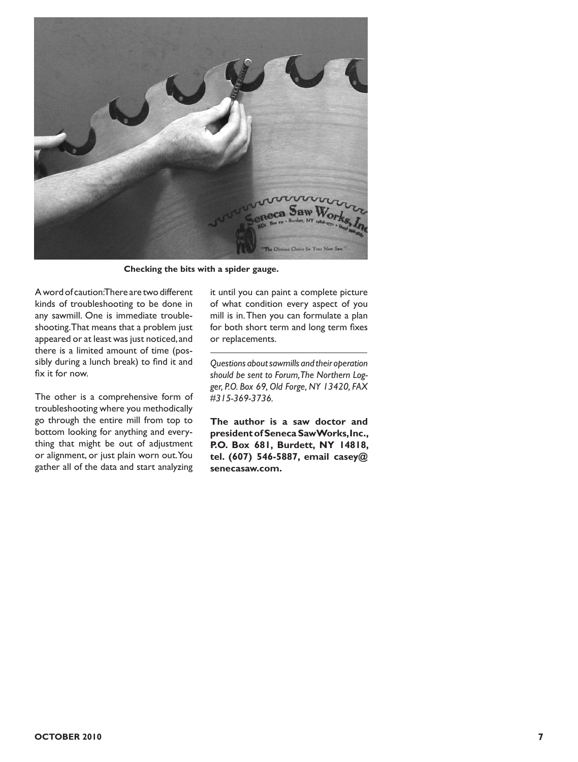Checking the bits with a spider gauge.

A word of caution: There are two different kinds of troubleshooting to be done in any sawmill. One is immediate troubleshooting. That means that a problem just appeared or at least was just noticed, and there is a limited amount of time (possibly during a lunch break) to find it and fix it for now.

The other is a comprehensive form of troubleshooting where you methodically go through the entire mill from top to bottom looking for anything and everything that might be out of adjustment or alignment, or just plain worn out. You gather all of the data and start analyzing it until you can paint a complete picture of what condition every aspect of you mill is in. Then you can formulate a plan for both short term and long term fixes or replacements.

---

*Questions about sawmills and their operation should be sent to Forum, The Northern Logger, P.O. Box 69, Old Forge, NY 13420, FAX #315-369-3736.*

**The author is a saw doctor and president of Seneca Saw Works, Inc., P.O. Box 681, Burdett, NY 14818, tel. (607) 546-5887, email casey@senecasaw.com.**